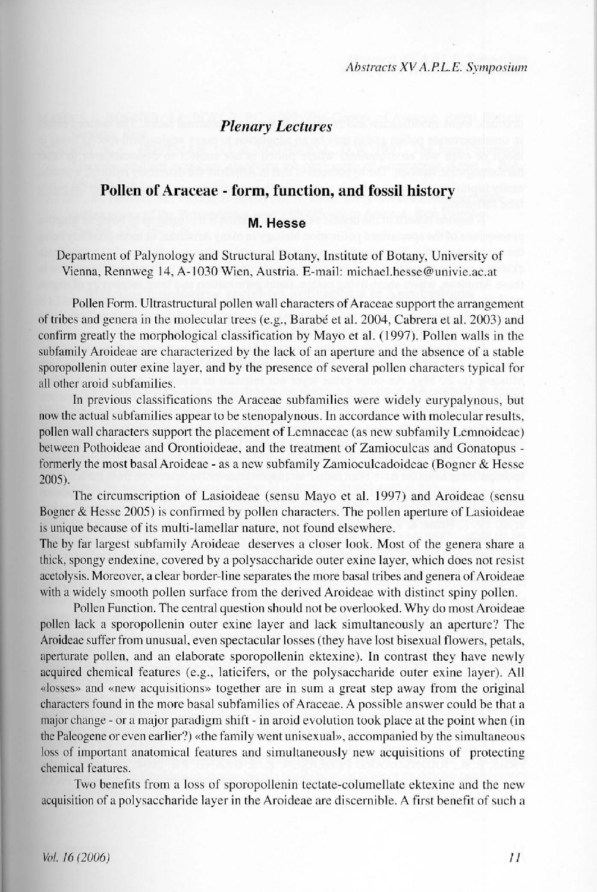## Plenary Lectures

# Pollen of Araceae - form, function, and fossil history

**M. Hesse**

Department of Palynology and Structural Botany, Institute of Botany, University of Vienna, Rennweg 14, A-1030 Wien, Austria. E-mail: michael.hesse@univie.ac.at

Pollen Form. Ultrastructural pollen wall characters of Araceae support the arrangement of tribes and genera in the molecular trees (e.g., Barabé et al. 2004, Cabrera et al. 2003) and confirm greatly the morphological classification by Mayo et al. (1997). Pollen walls in the subfamily Aroideae are characterized by the lack of an aperture and the absence of a stable sporopollenin outer exine layer, and by the presence of several pollen characters typical for all other aroid subfamilies.

In previous classifications the Araceae subfamilies were widely eurypalynous, but now the actual subfamilies appear to be stenopalynous. In accordance with molecular results, pollen wall characters support the placement of Lemnaceae (as new subfamily Lemnoideae) between Pothoideae and Orontioideae, and the treatment of Zamioculcas and Gonatopus - formerly the most basal Aroideae - as a new subfamily Zamioculcadoideae (Bogner & Hesse 2005).

The circumscription of Lasioideae (sensu Mayo et al. 1997) and Aroideae (sensu Bogner & Hesse 2005) is confirmed by pollen characters. The pollen aperture of Lasioideae is unique because of its multi-lamellar nature, not found elsewhere.

The by far largest subfamily Aroideae deserves a closer look. Most of the genera share a thick, spongy endexine, covered by a polysaccharide outer exine layer, which does not resist acetolysis. Moreover, a clear border-line separates the more basal tribes and genera of Aroideae with a widely smooth pollen surface from the derived Aroideae with distinct spiny pollen.

Pollen Function. The central question should not be overlooked. Why do most Aroideae pollen lack a sporopollenin outer exine layer and lack simultaneously an aperture? The Aroideae suffer from unusual, even spectacular losses (they have lost bisexual flowers, petals, aperturate pollen, and an elaborate sporopollenin ektexine). In contrast they have newly acquired chemical features (e.g., laticifers, or the polysaccharide outer exine layer). All «losses» and «new acquisitions» together are in sum a great step away from the original characters found in the more basal subfamilies of Araceae. A possible answer could be that a major change - or a major paradigm shift - in aroid evolution took place at the point when (in the Paleogene or even earlier?) «the family went unisexual», accompanied by the simultaneous loss of important anatomical features and simultaneously new acquisitions of protecting chemical features.

Two benefits from a loss of sporopollenin tectate-columellate ektexine and the new acquisition of a polysaccharide layer in the Aroideae are discernible. A first benefit of such a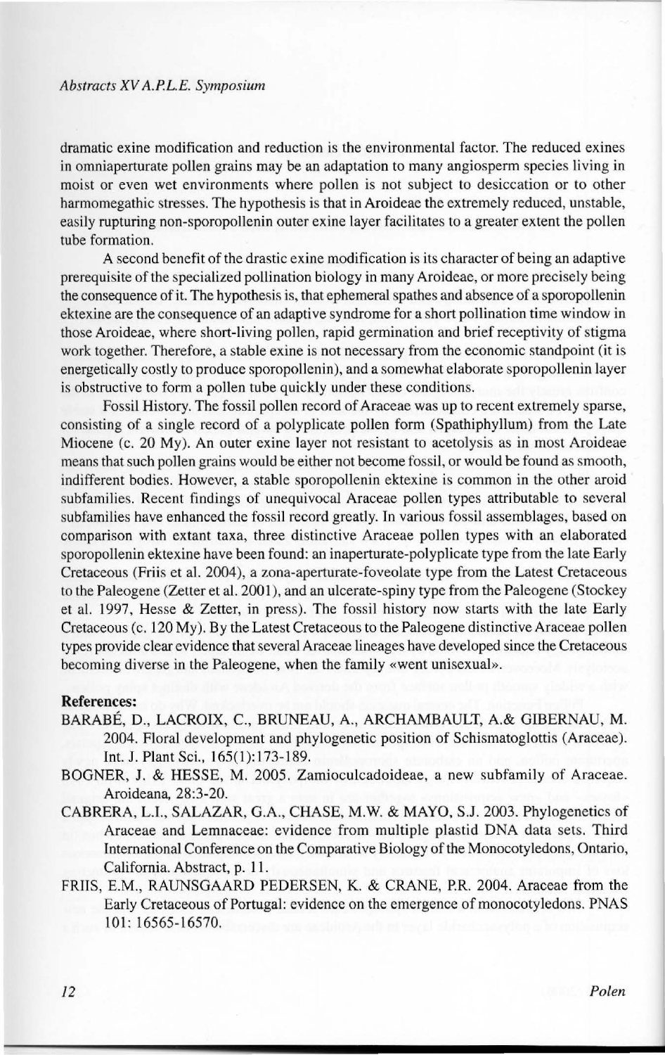dramatic exine modification and reduction is the environmental factor. The reduced exines in omniaperturate pollen grains may be an adaptation to many angiosperm species living in moist or even wet environments where pollen is not subject to desiccation or to other harmomegathic stresses. The hypothesis is that in Aroideae the extremely reduced, unstable, easily rupturing non-sporopollenin outer exine layer facilitates to a greater extent the pollen tube formation.

A second benefit of the drastic exine modification is its character of being an adaptive prerequisite of the specialized pollination biology in many Aroideae, or more precisely being the consequence of it. The hypothesis is, that ephemeral spathes and absence of a sporopollenin ektexine are the consequence of an adaptive syndrome for a short pollination time window in those Aroideae, where short-living pollen, rapid germination and brief receptivity of stigma work together. Therefore, a stable exine is not necessary from the economic standpoint (it is energetically costly to produce sporopollenin), and a somewhat elaborate sporopollenin layer is obstructive to form a pollen tube quickly under these conditions.

Fossil History. The fossil pollen record of Araceae was up to recent extremely sparse, consisting of a single record of a polyplicate pollen form (Spathiphyllum) from the Late Miocene (c. 20 My). An outer exine layer not resistant to acetolysis as in most Aroideae means that such pollen grains would be either not become fossil, or would be found as smooth, indifferent bodies. However, a stable sporopollenin ektexine is common in the other aroid subfamilies. Recent findings of unequivocal Araceae pollen types attributable to several subfamilies have enhanced the fossil record greatly. In various fossil assemblages, based on comparison with extant taxa, three distinctive Araceae pollen types with an elaborated sporopollenin ektexine have been found: an inaperturate-polyplicate type from the late Early Cretaceous (Friis et al. 2004), a zona-aperturate-foveolate type from the Latest Cretaceous to the Paleogene (Zetter et al. 2001), and an ulcerate-spiny type from the Paleogene (Stockey et al. 1997, Hesse & Zetter, in press). The fossil history now starts with the late Early Cretaceous (c. 120 My). By the Latest Cretaceous to the Paleogene distinctive Araceae pollen types provide clear evidence that several Araceae lineages have developed since the Cretaceous becoming diverse in the Paleogene, when the family «went unisexual».

**References:**

BARABÉ, D., LACROIX, C., BRUNEAU, A., ARCHAMBAULT, A.& GIBERNAU, M. 2004. Floral development and phylogenetic position of Schismatoglottis (Araceae). Int. J. Plant Sci., 165(1):173-189.

BOGNER, J. & HESSE, M. 2005. Zamioculcadoideae, a new subfamily of Araceae. Aroideana, 28:3-20.

CABRERA, L.I., SALAZAR, G.A., CHASE, M.W. & MAYO, S.J. 2003. Phylogenetics of Araceae and Lemnaceae: evidence from multiple plastid DNA data sets. Third International Conference on the Comparative Biology of the Monocotyledons, Ontario, California. Abstract, p. 11.

FRIIS, E.M., RAUNSGAARD PEDERSEN, K. & CRANE, P.R. 2004. Araceae from the Early Cretaceous of Portugal: evidence on the emergence of monocotyledons. PNAS 101: 16565-16570.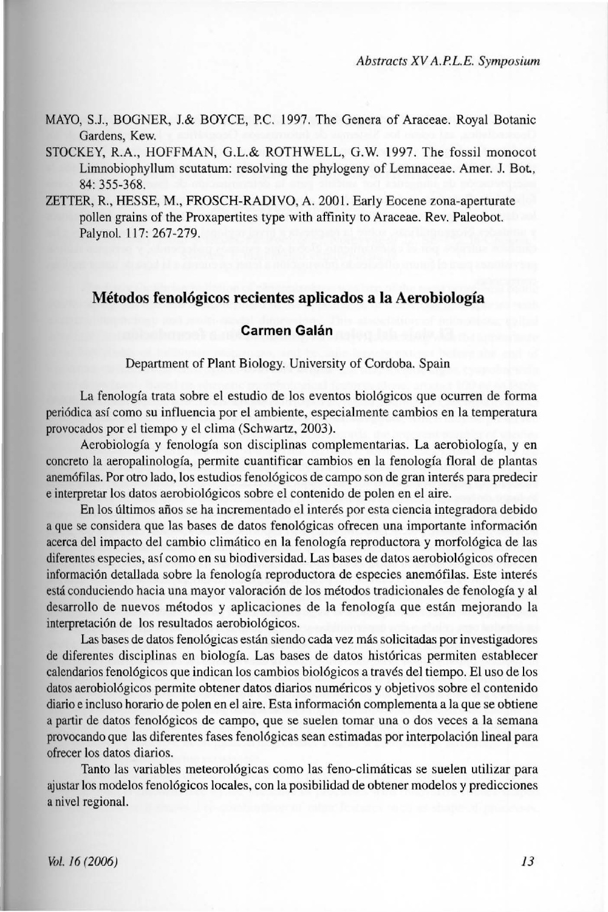MAYO, S.J., BOGNER, J.& BOYCE, P.C. 1997. The Genera of Araceae. Royal Botanic Gardens, Kew.

STOCKEY, R.A., HOFFMAN, G.L.& ROTHWELL, G.W. 1997. The fossil monocot Limnobiophyllum scutatum: resolving the phylogeny of Lemnaceae. Amer. J. Bot, 84: 355-368.

ZETTER, R., HESSE, M., FROSCH-RADIVO, A. 2001. Early Eocene zona-aperturate pollen grains of the Proxapertites type with affinity to Araceae. Rev. Paleobot. Palynol. 117: 267-279.

## Métodos fenológicos recientes aplicados a la Aerobiología

**Carmen Galán**

Department of Plant Biology. University of Cordoba. Spain

La fenología trata sobre el estudio de los eventos biológicos que ocurren de forma periódica así como su influencia por el ambiente, especialmente cambios en la temperatura provocados por el tiempo y el clima (Schwartz, 2003).

Aerobiología y fenología son disciplinas complementarias. La aerobiología, y en concreto la aeropalinología, permite cuantificar cambios en la fenología floral de plantas anemófilas. Por otro lado, los estudios fenológicos de campo son de gran interés para predecir e interpretar los datos aerobiológicos sobre el contenido de polen en el aire.

En los últimos años se ha incrementado el interés por esta ciencia integradora debido a que se considera que las bases de datos fenológicas ofrecen una importante información acerca del impacto del cambio climático en la fenología reproductora y morfológica de las diferentes especies, así como en su biodiversidad. Las bases de datos aerobiológicos ofrecen información detallada sobre la fenología reproductora de especies anemófilas. Este interés está conduciendo hacia una mayor valoración de los métodos tradicionales de fenología y al desarrollo de nuevos métodos y aplicaciones de la fenología que están mejorando la interpretación de los resultados aerobiológicos.

Las bases de datos fenológicas están siendo cada vez más solicitadas por investigadores de diferentes disciplinas en biología. Las bases de datos históricas permiten establecer calendarios fenológicos que indican los cambios biológicos a través del tiempo. El uso de los datos aerobiológicos permite obtener datos diarios numéricos y objetivos sobre el contenido diario e incluso horario de polen en el aire. Esta información complementa a la que se obtiene a partir de datos fenológicos de campo, que se suelen tomar una o dos veces a la semana provocando que las diferentes fases fenológicas sean estimadas por interpolación lineal para ofrecer los datos diarios.

Tanto las variables meteorológicas como las feno-climáticas se suelen utilizar para ajustar los modelos fenológicos locales, con la posibilidad de obtener modelos y predicciones a nivel regional.